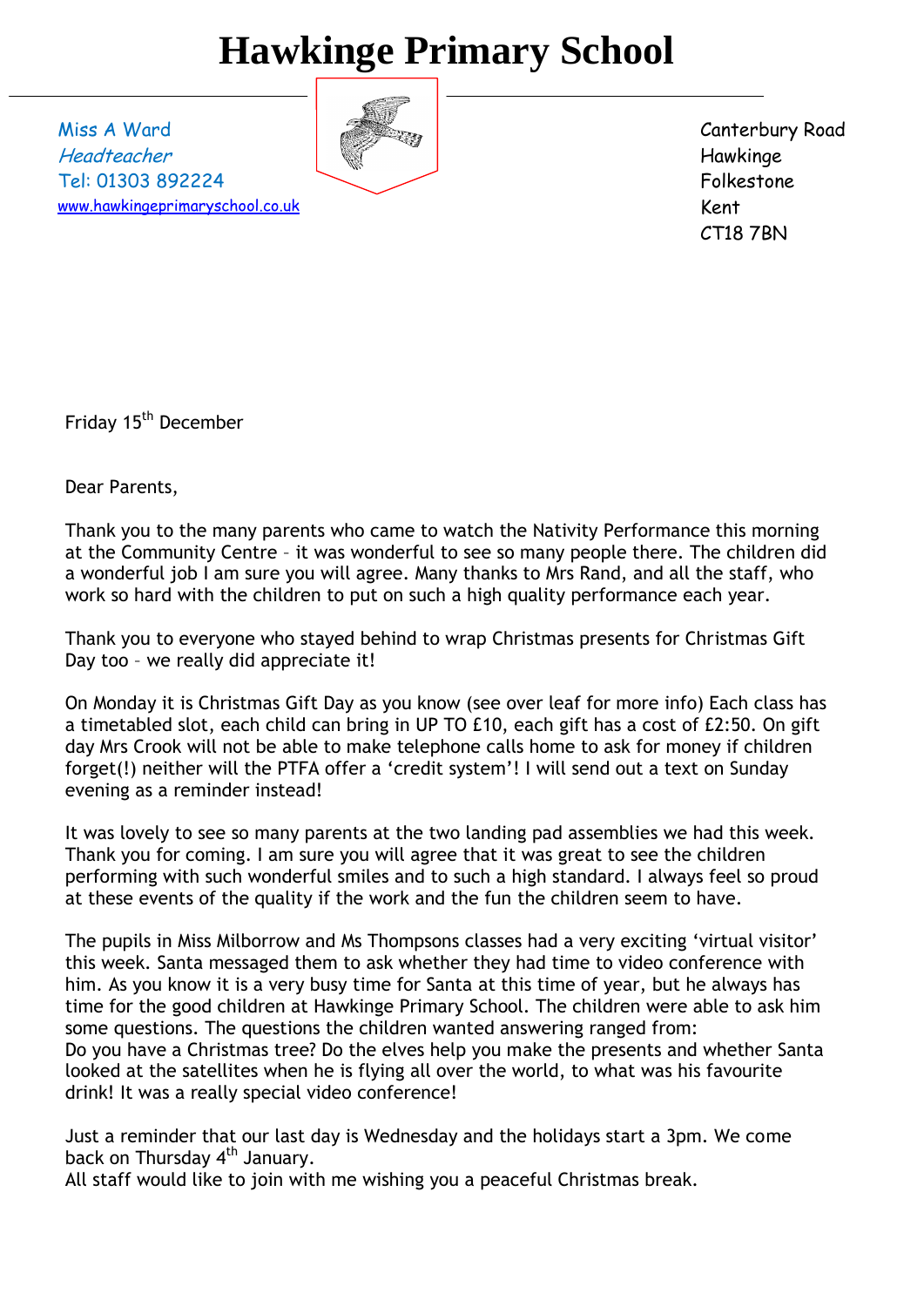# Hawkinge Primary School

Miss A Ward
*Headteacher*
Tel: 01303 892224
www.hawkingeprimaryschool.co.uk

Canterbury Road
Hawkinge
Folkestone
Kent
CT18 7BN

Friday 15th December

Dear Parents,

Thank you to the many parents who came to watch the Nativity Performance this morning at the Community Centre – it was wonderful to see so many people there. The children did a wonderful job I am sure you will agree. Many thanks to Mrs Rand, and all the staff, who work so hard with the children to put on such a high quality performance each year.

Thank you to everyone who stayed behind to wrap Christmas presents for Christmas Gift Day too – we really did appreciate it!

On Monday it is Christmas Gift Day as you know (see over leaf for more info) Each class has a timetabled slot, each child can bring in UP TO £10, each gift has a cost of £2:50. On gift day Mrs Crook will not be able to make telephone calls home to ask for money if children forget(!) neither will the PTFA offer a 'credit system'! I will send out a text on Sunday evening as a reminder instead!

It was lovely to see so many parents at the two landing pad assemblies we had this week. Thank you for coming. I am sure you will agree that it was great to see the children performing with such wonderful smiles and to such a high standard. I always feel so proud at these events of the quality if the work and the fun the children seem to have.

The pupils in Miss Milborrow and Ms Thompsons classes had a very exciting 'virtual visitor' this week. Santa messaged them to ask whether they had time to video conference with him. As you know it is a very busy time for Santa at this time of year, but he always has time for the good children at Hawkinge Primary School. The children were able to ask him some questions. The questions the children wanted answering ranged from:
Do you have a Christmas tree? Do the elves help you make the presents and whether Santa looked at the satellites when he is flying all over the world, to what was his favourite drink! It was a really special video conference!

Just a reminder that our last day is Wednesday and the holidays start a 3pm. We come back on Thursday 4th January.
All staff would like to join with me wishing you a peaceful Christmas break.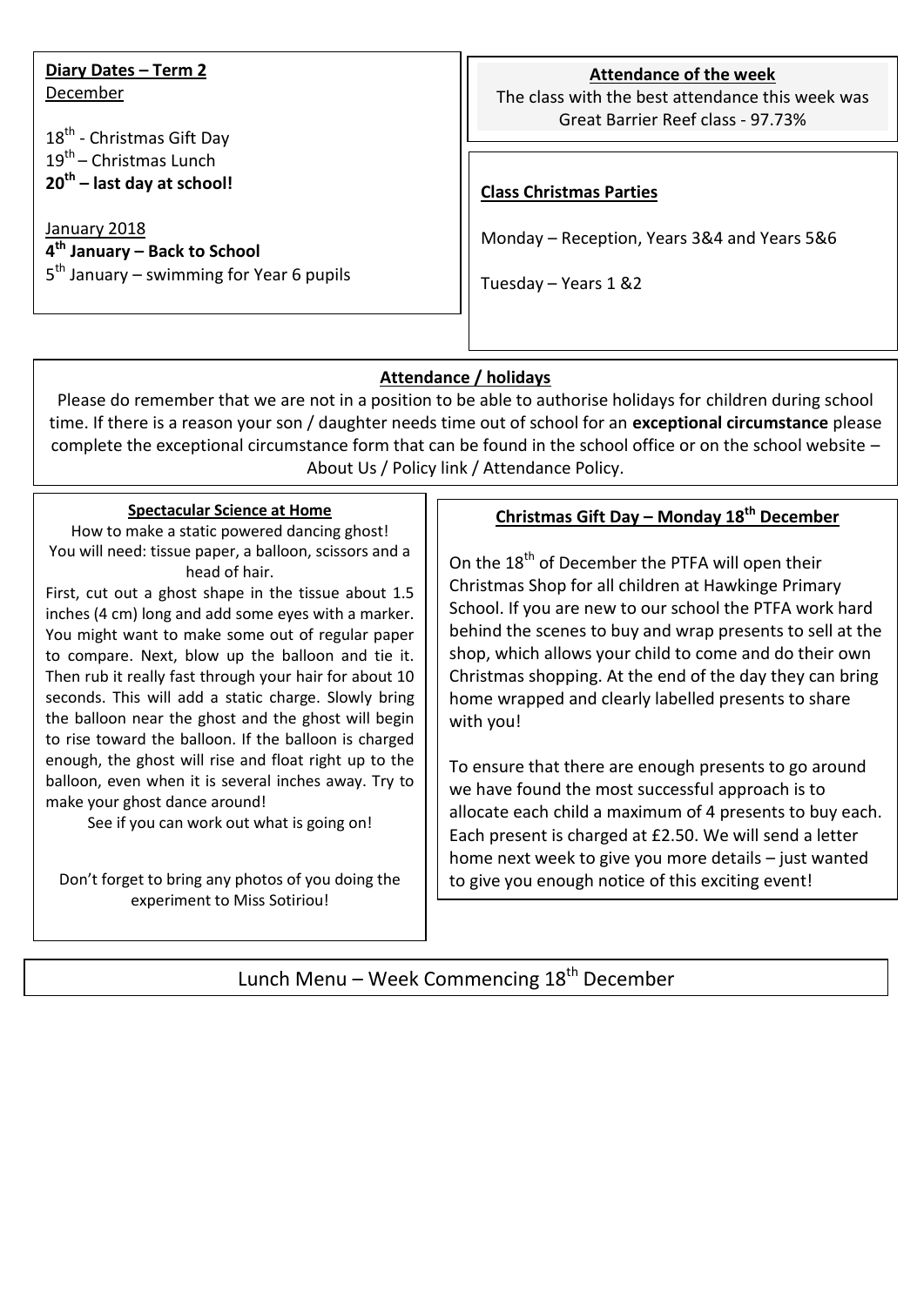**Diary Dates – Term 2**
December

18th - Christmas Gift Day
19th – Christmas Lunch
**20th – last day at school!**

January 2018
**4th January – Back to School**
5th January – swimming for Year 6 pupils

**Attendance of the week**

The class with the best attendance this week was Great Barrier Reef class - 97.73%

**Class Christmas Parties**

Monday – Reception, Years 3&4 and Years 5&6

Tuesday – Years 1 &2

**Attendance / holidays**

Please do remember that we are not in a position to be able to authorise holidays for children during school time. If there is a reason your son / daughter needs time out of school for an **exceptional circumstance** please complete the exceptional circumstance form that can be found in the school office or on the school website – About Us / Policy link / Attendance Policy.

**Spectacular Science at Home**

How to make a static powered dancing ghost!
You will need: tissue paper, a balloon, scissors and a head of hair.

First, cut out a ghost shape in the tissue about 1.5 inches (4 cm) long and add some eyes with a marker. You might want to make some out of regular paper to compare. Next, blow up the balloon and tie it. Then rub it really fast through your hair for about 10 seconds. This will add a static charge. Slowly bring the balloon near the ghost and the ghost will begin to rise toward the balloon. If the balloon is charged enough, the ghost will rise and float right up to the balloon, even when it is several inches away. Try to make your ghost dance around!

See if you can work out what is going on!

Don't forget to bring any photos of you doing the experiment to Miss Sotiriou!

**Christmas Gift Day – Monday 18th December**

On the 18th of December the PTFA will open their Christmas Shop for all children at Hawkinge Primary School. If you are new to our school the PTFA work hard behind the scenes to buy and wrap presents to sell at the shop, which allows your child to come and do their own Christmas shopping. At the end of the day they can bring home wrapped and clearly labelled presents to share with you!

To ensure that there are enough presents to go around we have found the most successful approach is to allocate each child a maximum of 4 presents to buy each. Each present is charged at £2.50. We will send a letter home next week to give you more details – just wanted to give you enough notice of this exciting event!

Lunch Menu – Week Commencing 18th December